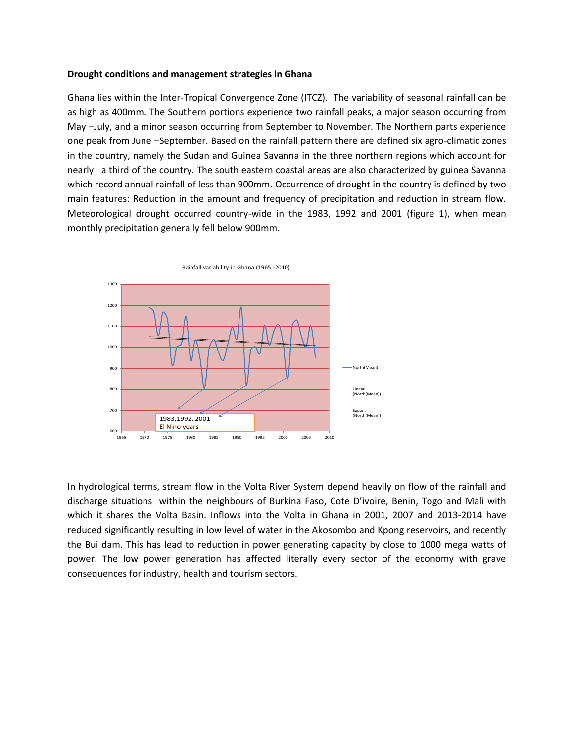**Drought conditions and management strategies in Ghana**

Ghana lies within the Inter-Tropical Convergence Zone (ITCZ). The variability of seasonal rainfall can be as high as 400mm. The Southern portions experience two rainfall peaks, a major season occurring from May –July, and a minor season occurring from September to November. The Northern parts experience one peak from June –September. Based on the rainfall pattern there are defined six agro-climatic zones in the country, namely the Sudan and Guinea Savanna in the three northern regions which account for nearly a third of the country. The south eastern coastal areas are also characterized by guinea Savanna which record annual rainfall of less than 900mm. Occurrence of drought in the country is defined by two main features: Reduction in the amount and frequency of precipitation and reduction in stream flow. Meteorological drought occurred country-wide in the 1983, 1992 and 2001 (figure 1), when mean monthly precipitation generally fell below 900mm.

Rainfall variability in Ghana (1965 -2010)

1983,1992, 2001
El Nino years

In hydrological terms, stream flow in the Volta River System depend heavily on flow of the rainfall and discharge situations within the neighbours of Burkina Faso, Cote D'ivoire, Benin, Togo and Mali with which it shares the Volta Basin. Inflows into the Volta in Ghana in 2001, 2007 and 2013-2014 have reduced significantly resulting in low level of water in the Akosombo and Kpong reservoirs, and recently the Bui dam. This has lead to reduction in power generating capacity by close to 1000 mega watts of power. The low power generation has affected literally every sector of the economy with grave consequences for industry, health and tourism sectors.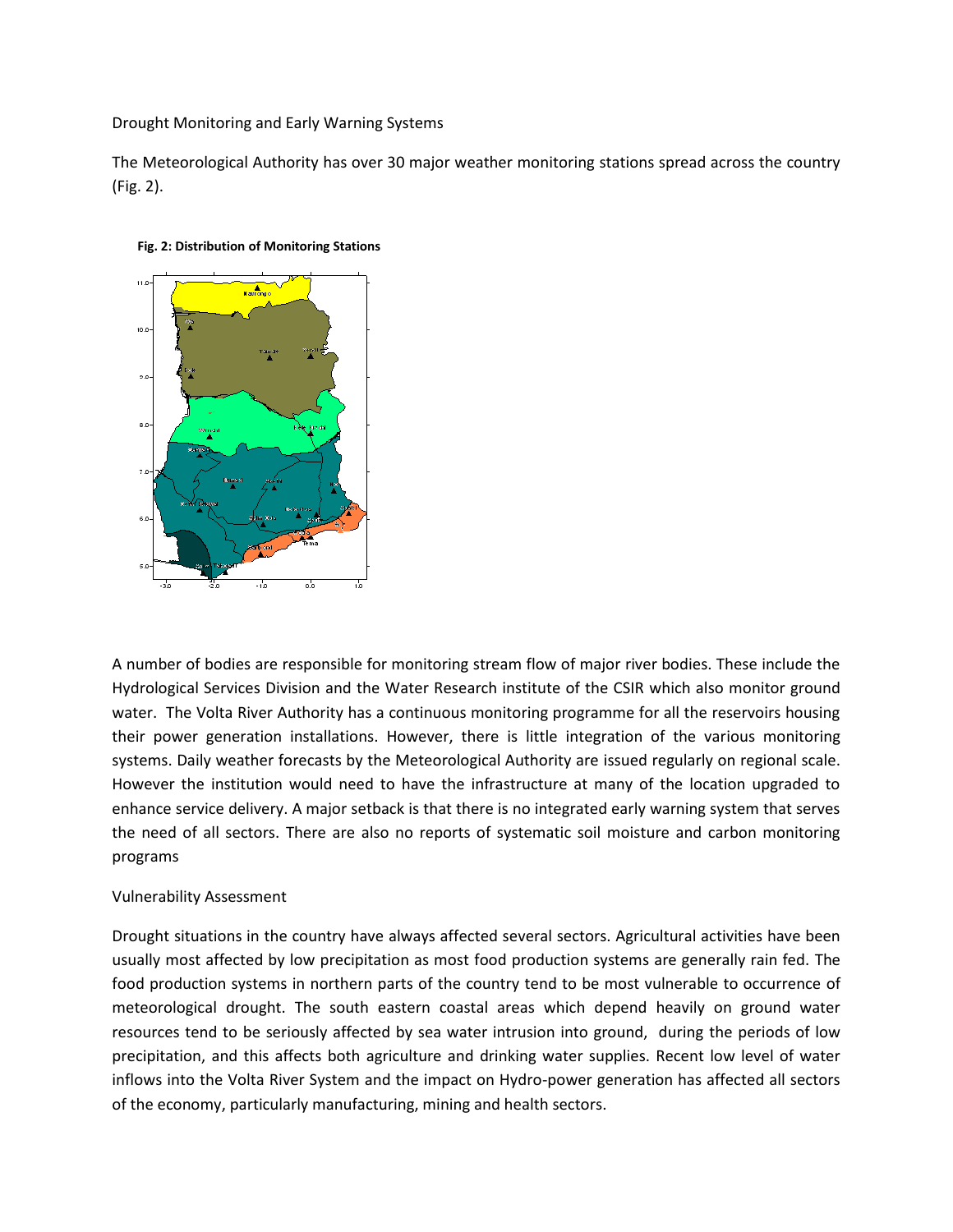Drought Monitoring and Early Warning Systems

The Meteorological Authority has over 30 major weather monitoring stations spread across the country (Fig. 2).

**Fig. 2: Distribution of Monitoring Stations**

A number of bodies are responsible for monitoring stream flow of major river bodies. These include the Hydrological Services Division and the Water Research institute of the CSIR which also monitor ground water. The Volta River Authority has a continuous monitoring programme for all the reservoirs housing their power generation installations. However, there is little integration of the various monitoring systems. Daily weather forecasts by the Meteorological Authority are issued regularly on regional scale. However the institution would need to have the infrastructure at many of the location upgraded to enhance service delivery. A major setback is that there is no integrated early warning system that serves the need of all sectors. There are also no reports of systematic soil moisture and carbon monitoring programs

Vulnerability Assessment

Drought situations in the country have always affected several sectors. Agricultural activities have been usually most affected by low precipitation as most food production systems are generally rain fed. The food production systems in northern parts of the country tend to be most vulnerable to occurrence of meteorological drought. The south eastern coastal areas which depend heavily on ground water resources tend to be seriously affected by sea water intrusion into ground, during the periods of low precipitation, and this affects both agriculture and drinking water supplies. Recent low level of water inflows into the Volta River System and the impact on Hydro-power generation has affected all sectors of the economy, particularly manufacturing, mining and health sectors.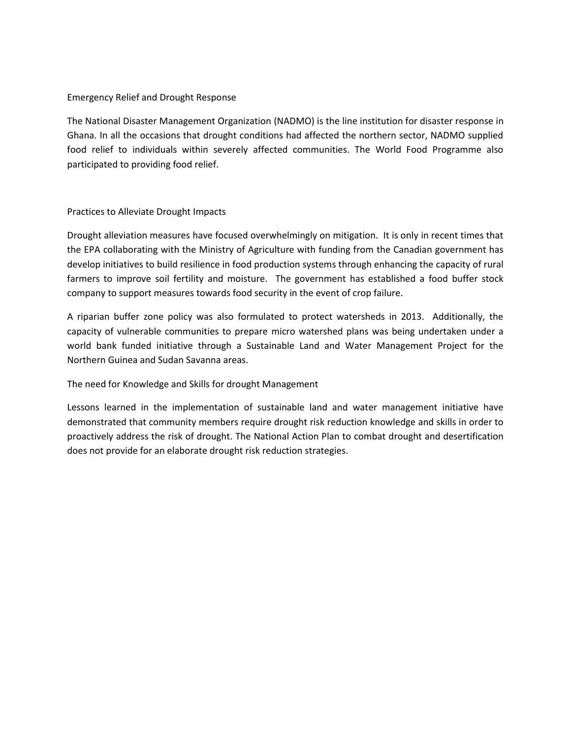## Emergency Relief and Drought Response

The National Disaster Management Organization (NADMO) is the line institution for disaster response in Ghana. In all the occasions that drought conditions had affected the northern sector, NADMO supplied food relief to individuals within severely affected communities. The World Food Programme also participated to providing food relief.

## Practices to Alleviate Drought Impacts

Drought alleviation measures have focused overwhelmingly on mitigation. It is only in recent times that the EPA collaborating with the Ministry of Agriculture with funding from the Canadian government has develop initiatives to build resilience in food production systems through enhancing the capacity of rural farmers to improve soil fertility and moisture. The government has established a food buffer stock company to support measures towards food security in the event of crop failure.

A riparian buffer zone policy was also formulated to protect watersheds in 2013. Additionally, the capacity of vulnerable communities to prepare micro watershed plans was being undertaken under a world bank funded initiative through a Sustainable Land and Water Management Project for the Northern Guinea and Sudan Savanna areas.

## The need for Knowledge and Skills for drought Management

Lessons learned in the implementation of sustainable land and water management initiative have demonstrated that community members require drought risk reduction knowledge and skills in order to proactively address the risk of drought. The National Action Plan to combat drought and desertification does not provide for an elaborate drought risk reduction strategies.